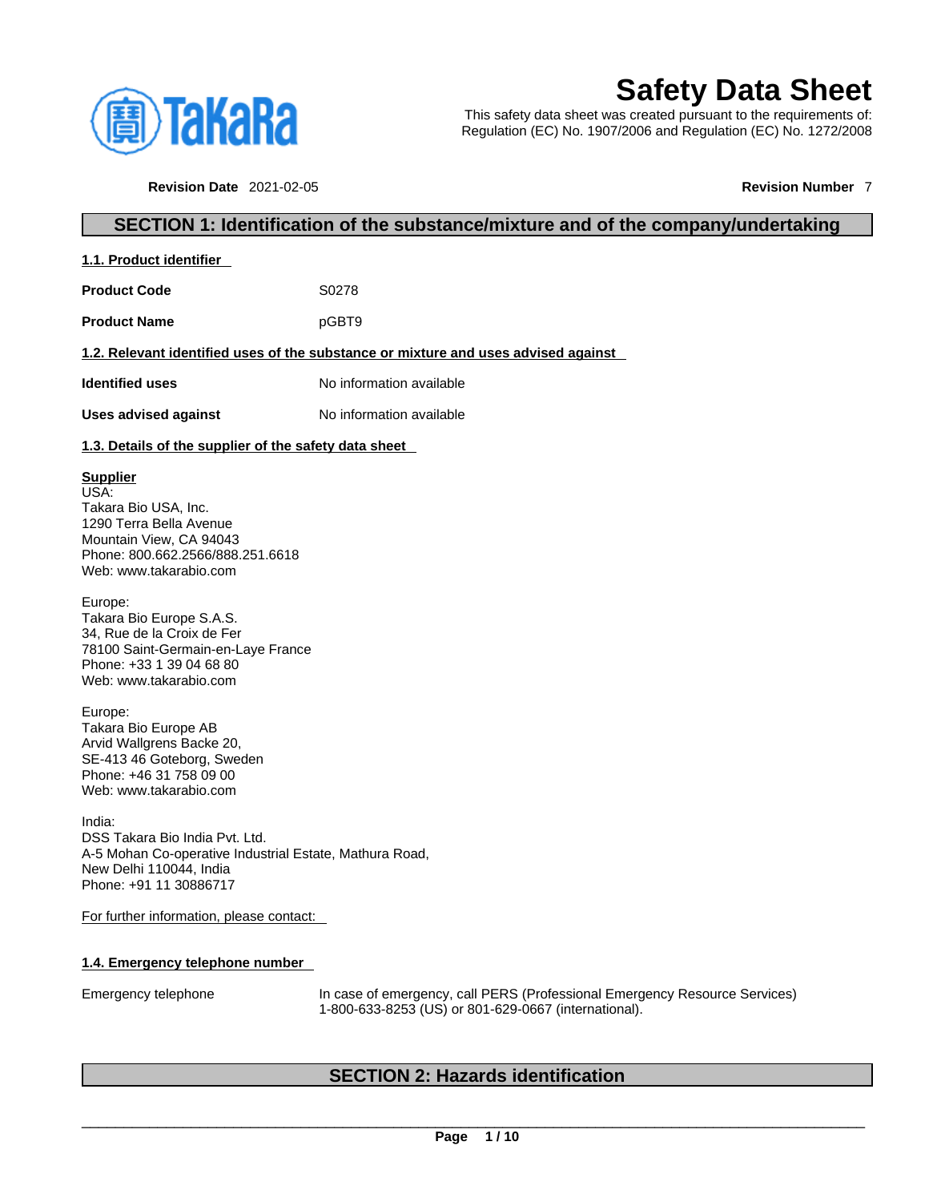# Safety Data Sheet

This safety data sheet was created pursuant to the requirements of:
Regulation (EC) No. 1907/2006 and Regulation (EC) No. 1272/2008

**Revision Date** 2021-02-05 **Revision Number** 7

## SECTION 1: Identification of the substance/mixture and of the company/undertaking

### 1.1. Product identifier

| | |
|---|---|
| **Product Code** | S0278 |
| **Product Name** | pGBT9 |

### 1.2. Relevant identified uses of the substance or mixture and uses advised against

| | |
|---|---|
| **Identified uses** | No information available |
| **Uses advised against** | No information available |

### 1.3. Details of the supplier of the safety data sheet

**Supplier**
USA:
Takara Bio USA, Inc.
1290 Terra Bella Avenue
Mountain View, CA 94043
Phone: 800.662.2566/888.251.6618
Web: www.takarabio.com

Europe:
Takara Bio Europe S.A.S.
34, Rue de la Croix de Fer
78100 Saint-Germain-en-Laye France
Phone: +33 1 39 04 68 80
Web: www.takarabio.com

Europe:
Takara Bio Europe AB
Arvid Wallgrens Backe 20,
SE-413 46 Goteborg, Sweden
Phone: +46 31 758 09 00
Web: www.takarabio.com

India:
DSS Takara Bio India Pvt. Ltd.
A-5 Mohan Co-operative Industrial Estate, Mathura Road,
New Delhi 110044, India
Phone: +91 11 30886717

For further information, please contact:

### 1.4. Emergency telephone number

| | |
|---|---|
| Emergency telephone | In case of emergency, call PERS (Professional Emergency Resource Services) 1-800-633-8253 (US) or 801-629-0667 (international). |

## SECTION 2: Hazards identification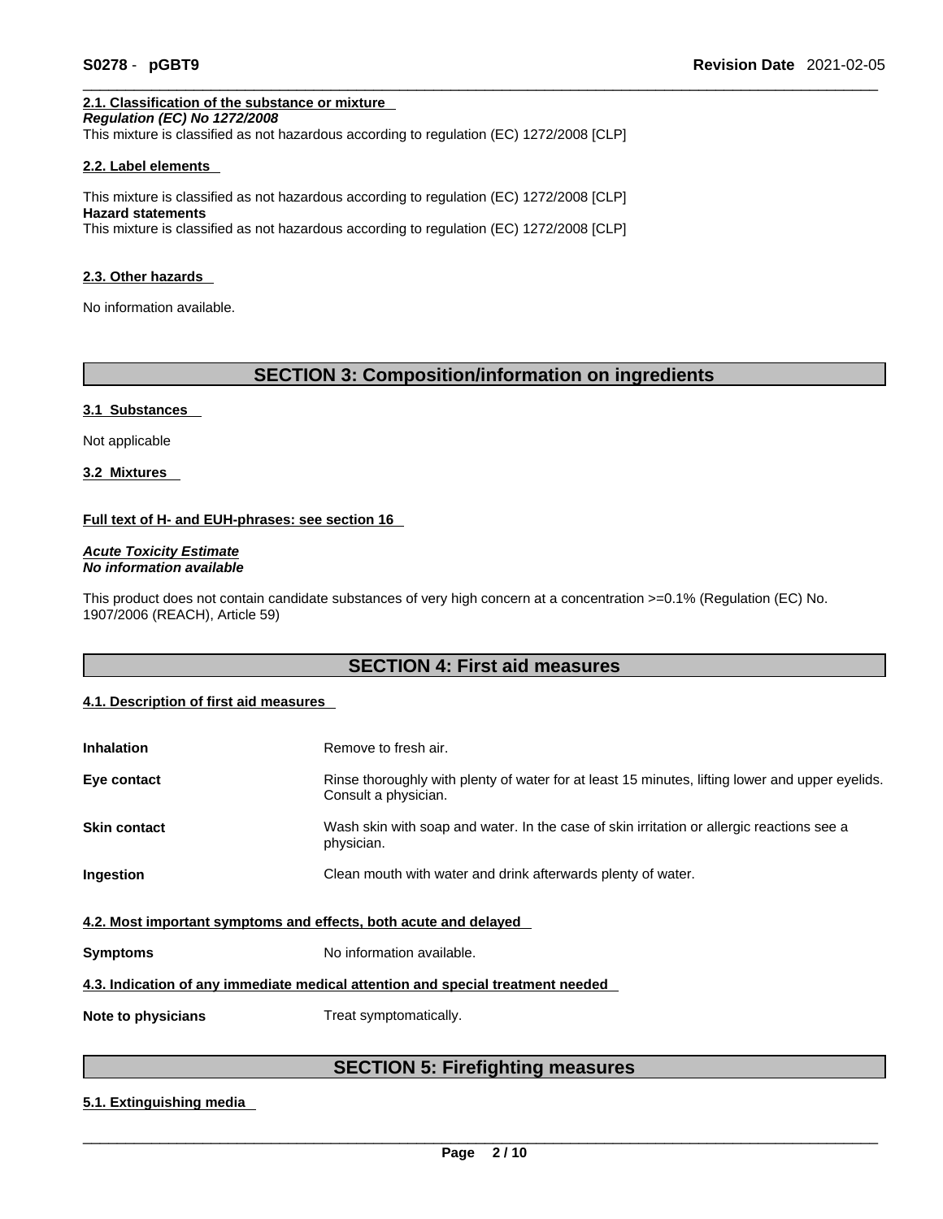### 2.1. Classification of the substance or mixture

***Regulation (EC) No 1272/2008***

This mixture is classified as not hazardous according to regulation (EC) 1272/2008 [CLP]

### 2.2. Label elements

This mixture is classified as not hazardous according to regulation (EC) 1272/2008 [CLP]

**Hazard statements**

This mixture is classified as not hazardous according to regulation (EC) 1272/2008 [CLP]

### 2.3. Other hazards

No information available.

## SECTION 3: Composition/information on ingredients

### 3.1 Substances

Not applicable

### 3.2 Mixtures

**Full text of H- and EUH-phrases: see section 16**

***Acute Toxicity Estimate***

***No information available***

This product does not contain candidate substances of very high concern at a concentration >=0.1% (Regulation (EC) No. 1907/2006 (REACH), Article 59)

## SECTION 4: First aid measures

### 4.1. Description of first aid measures

| | |
|---|---|
| **Inhalation** | Remove to fresh air. |
| **Eye contact** | Rinse thoroughly with plenty of water for at least 15 minutes, lifting lower and upper eyelids. Consult a physician. |
| **Skin contact** | Wash skin with soap and water. In the case of skin irritation or allergic reactions see a physician. |
| **Ingestion** | Clean mouth with water and drink afterwards plenty of water. |

### 4.2. Most important symptoms and effects, both acute and delayed

| | |
|---|---|
| **Symptoms** | No information available. |

### 4.3. Indication of any immediate medical attention and special treatment needed

| | |
|---|---|
| **Note to physicians** | Treat symptomatically. |

## SECTION 5: Firefighting measures

### 5.1. Extinguishing media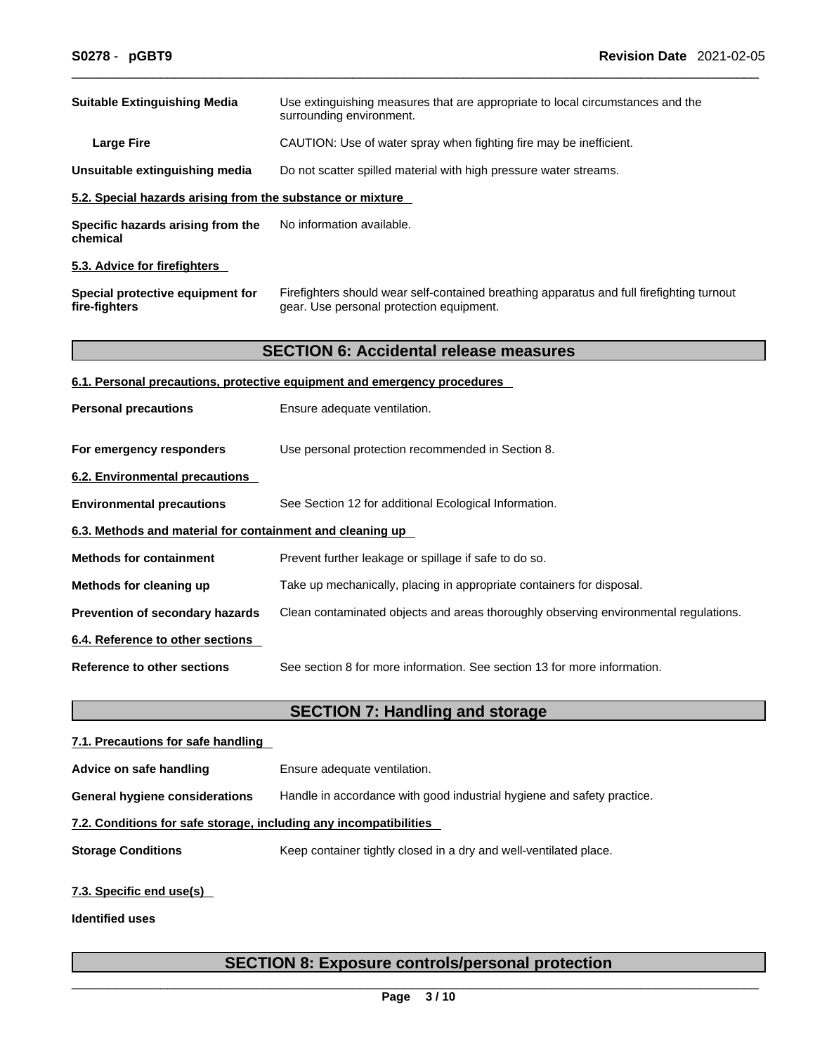**Suitable Extinguishing Media** — Use extinguishing measures that are appropriate to local circumstances and the surrounding environment.

**Large Fire** — CAUTION: Use of water spray when fighting fire may be inefficient.

**Unsuitable extinguishing media** — Do not scatter spilled material with high pressure water streams.

### 5.2. Special hazards arising from the substance or mixture

**Specific hazards arising from the chemical** — No information available.

### 5.3. Advice for firefighters

**Special protective equipment for fire-fighters** — Firefighters should wear self-contained breathing apparatus and full firefighting turnout gear. Use personal protection equipment.

## SECTION 6: Accidental release measures

### 6.1. Personal precautions, protective equipment and emergency procedures

**Personal precautions** — Ensure adequate ventilation.

**For emergency responders** — Use personal protection recommended in Section 8.

### 6.2. Environmental precautions

**Environmental precautions** — See Section 12 for additional Ecological Information.

### 6.3. Methods and material for containment and cleaning up

**Methods for containment** — Prevent further leakage or spillage if safe to do so.

**Methods for cleaning up** — Take up mechanically, placing in appropriate containers for disposal.

**Prevention of secondary hazards** — Clean contaminated objects and areas thoroughly observing environmental regulations.

### 6.4. Reference to other sections

**Reference to other sections** — See section 8 for more information. See section 13 for more information.

## SECTION 7: Handling and storage

### 7.1. Precautions for safe handling

**Advice on safe handling** — Ensure adequate ventilation.

**General hygiene considerations** — Handle in accordance with good industrial hygiene and safety practice.

### 7.2. Conditions for safe storage, including any incompatibilities

**Storage Conditions** — Keep container tightly closed in a dry and well-ventilated place.

### 7.3. Specific end use(s)

**Identified uses**

## SECTION 8: Exposure controls/personal protection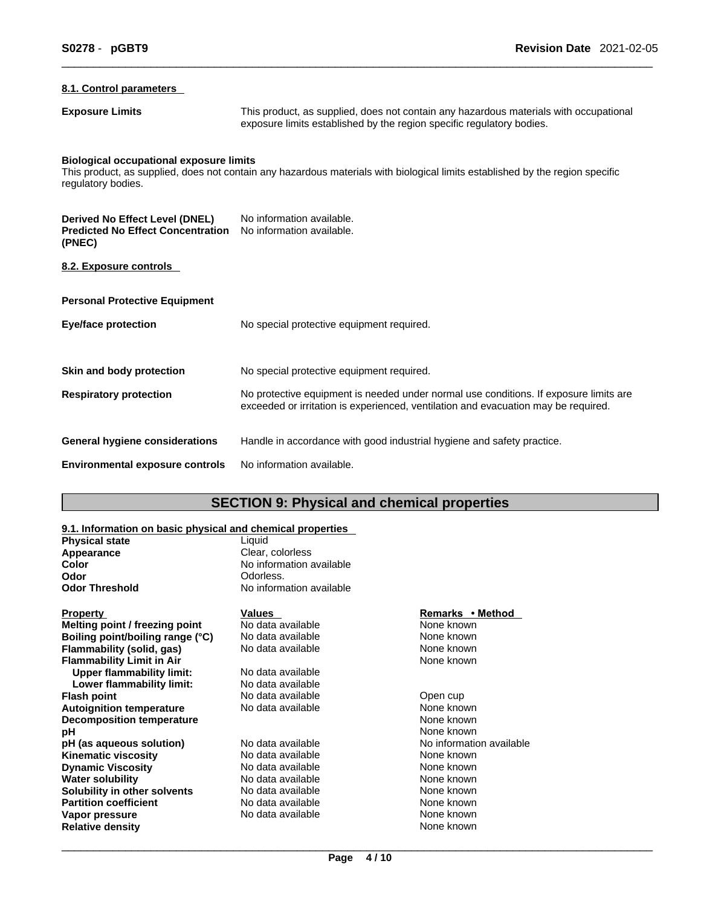#### 8.1. Control parameters

| | |
|---|---|
| **Exposure Limits** | This product, as supplied, does not contain any hazardous materials with occupational exposure limits established by the region specific regulatory bodies. |

**Biological occupational exposure limits**
This product, as supplied, does not contain any hazardous materials with biological limits established by the region specific regulatory bodies.

| | |
|---|---|
| **Derived No Effect Level (DNEL)** | No information available. |
| **Predicted No Effect Concentration (PNEC)** | No information available. |

#### 8.2. Exposure controls

**Personal Protective Equipment**

| | |
|---|---|
| **Eye/face protection** | No special protective equipment required. |
| **Skin and body protection** | No special protective equipment required. |
| **Respiratory protection** | No protective equipment is needed under normal use conditions. If exposure limits are exceeded or irritation is experienced, ventilation and evacuation may be required. |
| **General hygiene considerations** | Handle in accordance with good industrial hygiene and safety practice. |
| **Environmental exposure controls** | No information available. |

## SECTION 9: Physical and chemical properties

#### 9.1. Information on basic physical and chemical properties

| | |
|---|---|
| **Physical state** | Liquid |
| **Appearance** | Clear, colorless |
| **Color** | No information available |
| **Odor** | Odorless. |
| **Odor Threshold** | No information available |

| Property | Values | Remarks • Method |
|---|---|---|
| **Melting point / freezing point** | No data available | None known |
| **Boiling point/boiling range (°C)** | No data available | None known |
| **Flammability (solid, gas)** | No data available | None known |
| **Flammability Limit in Air** | | None known |
| **Upper flammability limit:** | No data available | |
| **Lower flammability limit:** | No data available | |
| **Flash point** | No data available | Open cup |
| **Autoignition temperature** | No data available | None known |
| **Decomposition temperature** | | None known |
| **pH** | | None known |
| **pH (as aqueous solution)** | No data available | No information available |
| **Kinematic viscosity** | No data available | None known |
| **Dynamic Viscosity** | No data available | None known |
| **Water solubility** | No data available | None known |
| **Solubility in other solvents** | No data available | None known |
| **Partition coefficient** | No data available | None known |
| **Vapor pressure** | No data available | None known |
| **Relative density** | | None known |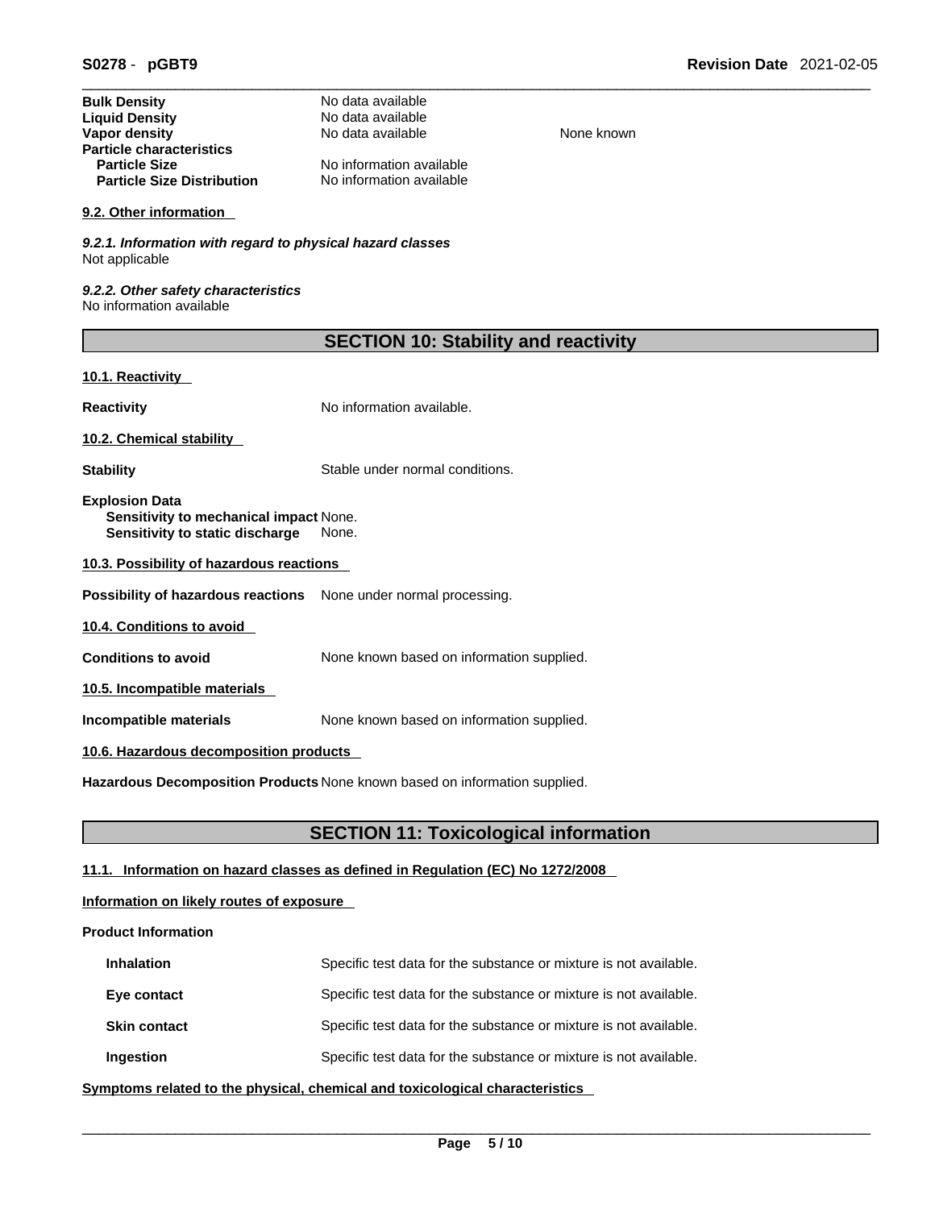| | | |
|---|---|---|
| **Bulk Density** | No data available | |
| **Liquid Density** | No data available | |
| **Vapor density** | No data available | None known |
| **Particle characteristics** | | |
| **Particle Size** | No information available | |
| **Particle Size Distribution** | No information available | |

### 9.2. Other information

*9.2.1. Information with regard to physical hazard classes*
Not applicable

*9.2.2. Other safety characteristics*
No information available

## SECTION 10: Stability and reactivity

### 10.1. Reactivity

**Reactivity** No information available.

### 10.2. Chemical stability

**Stability** Stable under normal conditions.

**Explosion Data**
**Sensitivity to mechanical impact** None.
**Sensitivity to static discharge** None.

### 10.3. Possibility of hazardous reactions

**Possibility of hazardous reactions** None under normal processing.

### 10.4. Conditions to avoid

**Conditions to avoid** None known based on information supplied.

### 10.5. Incompatible materials

**Incompatible materials** None known based on information supplied.

### 10.6. Hazardous decomposition products

**Hazardous Decomposition Products** None known based on information supplied.

## SECTION 11: Toxicological information

### 11.1. Information on hazard classes as defined in Regulation (EC) No 1272/2008

**Information on likely routes of exposure**

**Product Information**

| | |
|---|---|
| **Inhalation** | Specific test data for the substance or mixture is not available. |
| **Eye contact** | Specific test data for the substance or mixture is not available. |
| **Skin contact** | Specific test data for the substance or mixture is not available. |
| **Ingestion** | Specific test data for the substance or mixture is not available. |

**Symptoms related to the physical, chemical and toxicological characteristics**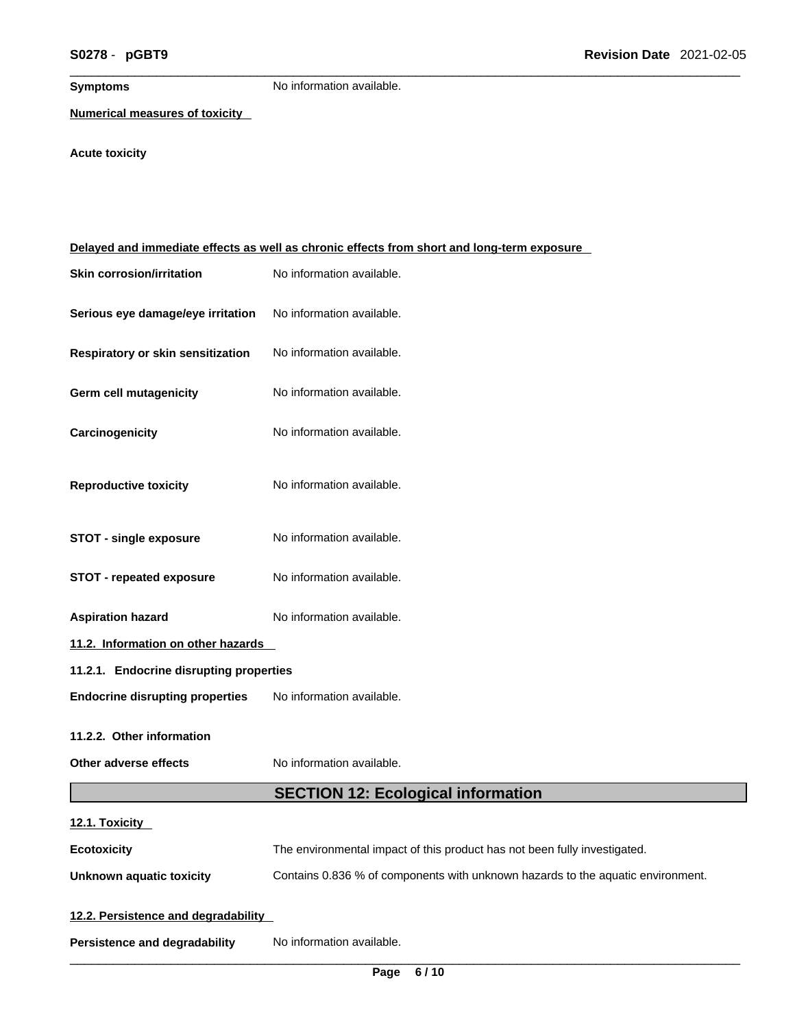**Symptoms** No information available.

**Numerical measures of toxicity**

**Acute toxicity**

**Delayed and immediate effects as well as chronic effects from short and long-term exposure**

| | |
|---|---|
| **Skin corrosion/irritation** | No information available. |
| **Serious eye damage/eye irritation** | No information available. |
| **Respiratory or skin sensitization** | No information available. |
| **Germ cell mutagenicity** | No information available. |
| **Carcinogenicity** | No information available. |
| **Reproductive toxicity** | No information available. |
| **STOT - single exposure** | No information available. |
| **STOT - repeated exposure** | No information available. |
| **Aspiration hazard** | No information available. |

**11.2. Information on other hazards**

**11.2.1. Endocrine disrupting properties**

**Endocrine disrupting properties** No information available.

**11.2.2. Other information**

**Other adverse effects** No information available.

## SECTION 12: Ecological information

**12.1. Toxicity**

**Ecotoxicity** The environmental impact of this product has not been fully investigated.

**Unknown aquatic toxicity** Contains 0.836 % of components with unknown hazards to the aquatic environment.

**12.2. Persistence and degradability**

**Persistence and degradability** No information available.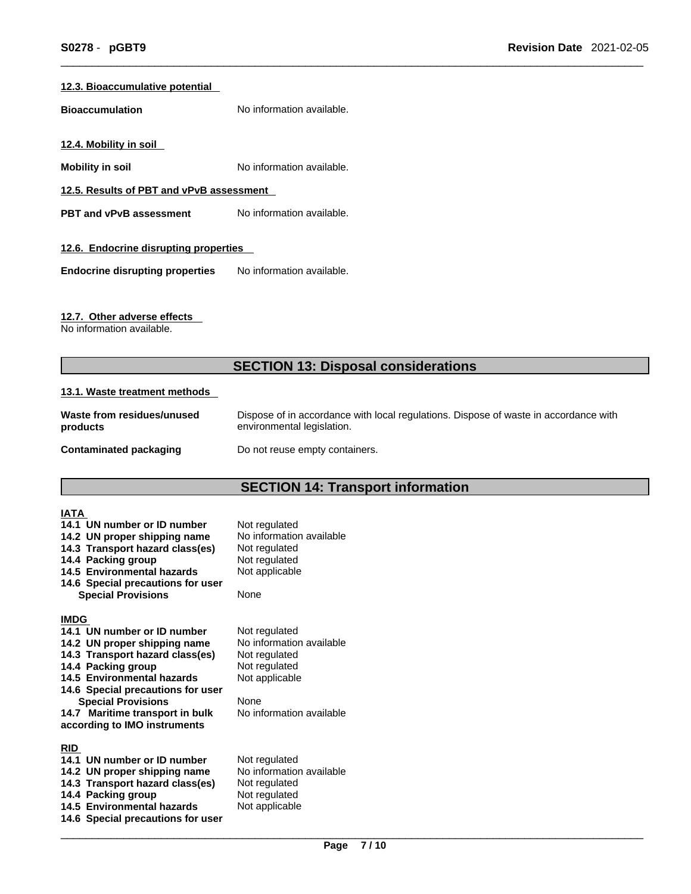### 12.3. Bioaccumulative potential

**Bioaccumulation** No information available.

### 12.4. Mobility in soil

**Mobility in soil** No information available.

### 12.5. Results of PBT and vPvB assessment

**PBT and vPvB assessment** No information available.

### 12.6. Endocrine disrupting properties

**Endocrine disrupting properties** No information available.

### 12.7. Other adverse effects

No information available.

## SECTION 13: Disposal considerations

### 13.1. Waste treatment methods

**Waste from residues/unused products** Dispose of in accordance with local regulations. Dispose of waste in accordance with environmental legislation.

**Contaminated packaging** Do not reuse empty containers.

## SECTION 14: Transport information

**IATA**

| | |
|---|---|
| **14.1 UN number or ID number** | Not regulated |
| **14.2 UN proper shipping name** | No information available |
| **14.3 Transport hazard class(es)** | Not regulated |
| **14.4 Packing group** | Not regulated |
| **14.5 Environmental hazards** | Not applicable |
| **14.6 Special precautions for user** | |
| **Special Provisions** | None |

**IMDG**

| | |
|---|---|
| **14.1 UN number or ID number** | Not regulated |
| **14.2 UN proper shipping name** | No information available |
| **14.3 Transport hazard class(es)** | Not regulated |
| **14.4 Packing group** | Not regulated |
| **14.5 Environmental hazards** | Not applicable |
| **14.6 Special precautions for user** | |
| **Special Provisions** | None |
| **14.7 Maritime transport in bulk according to IMO instruments** | No information available |

**RID**

| | |
|---|---|
| **14.1 UN number or ID number** | Not regulated |
| **14.2 UN proper shipping name** | No information available |
| **14.3 Transport hazard class(es)** | Not regulated |
| **14.4 Packing group** | Not regulated |
| **14.5 Environmental hazards** | Not applicable |
| **14.6 Special precautions for user** | |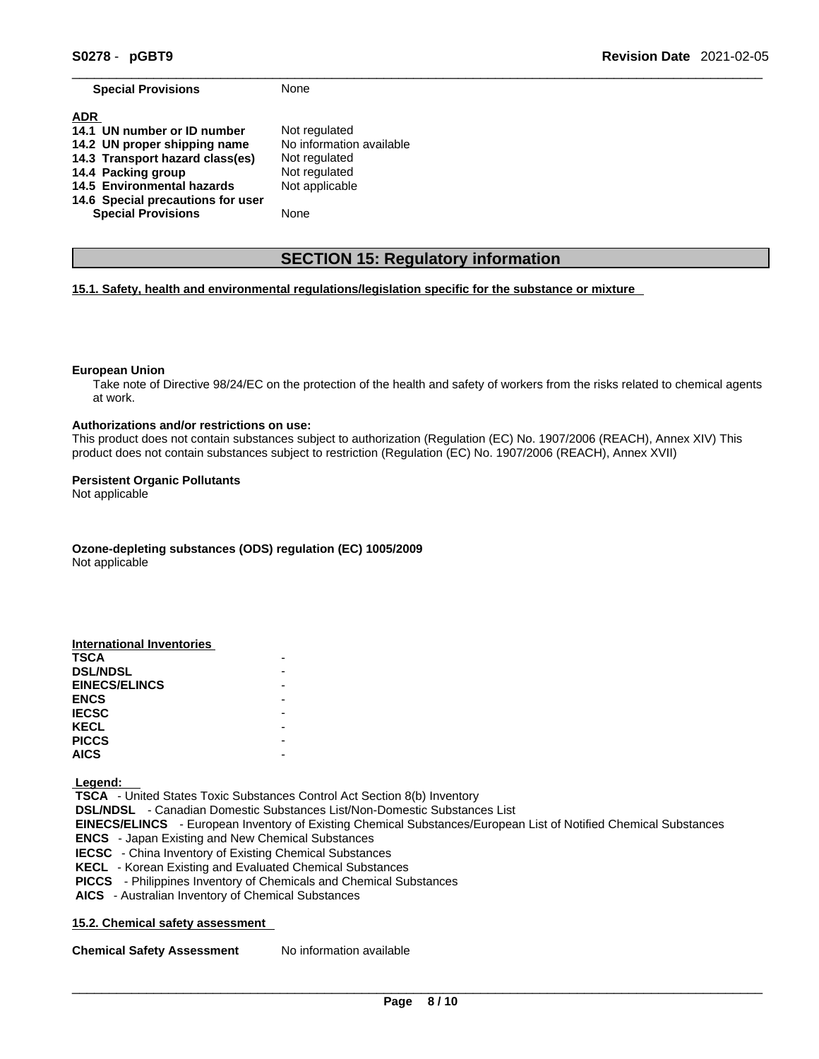| | |
|---|---|
| **Special Provisions** | None |

**ADR**

| | |
|---|---|
| **14.1 UN number or ID number** | Not regulated |
| **14.2 UN proper shipping name** | No information available |
| **14.3 Transport hazard class(es)** | Not regulated |
| **14.4 Packing group** | Not regulated |
| **14.5 Environmental hazards** | Not applicable |
| **14.6 Special precautions for user** | |
| **Special Provisions** | None |

## SECTION 15: Regulatory information

**15.1. Safety, health and environmental regulations/legislation specific for the substance or mixture**

**European Union**

Take note of Directive 98/24/EC on the protection of the health and safety of workers from the risks related to chemical agents at work.

**Authorizations and/or restrictions on use:**

This product does not contain substances subject to authorization (Regulation (EC) No. 1907/2006 (REACH), Annex XIV) This product does not contain substances subject to restriction (Regulation (EC) No. 1907/2006 (REACH), Annex XVII)

**Persistent Organic Pollutants**

Not applicable

**Ozone-depleting substances (ODS) regulation (EC) 1005/2009**

Not applicable

**International Inventories**

| | |
|---|---|
| **TSCA** | - |
| **DSL/NDSL** | - |
| **EINECS/ELINCS** | - |
| **ENCS** | - |
| **IECSC** | - |
| **KECL** | - |
| **PICCS** | - |
| **AICS** | - |

**Legend:**

**TSCA** - United States Toxic Substances Control Act Section 8(b) Inventory
**DSL/NDSL** - Canadian Domestic Substances List/Non-Domestic Substances List
**EINECS/ELINCS** - European Inventory of Existing Chemical Substances/European List of Notified Chemical Substances
**ENCS** - Japan Existing and New Chemical Substances
**IECSC** - China Inventory of Existing Chemical Substances
**KECL** - Korean Existing and Evaluated Chemical Substances
**PICCS** - Philippines Inventory of Chemicals and Chemical Substances
**AICS** - Australian Inventory of Chemical Substances

**15.2. Chemical safety assessment**

| | |
|---|---|
| **Chemical Safety Assessment** | No information available |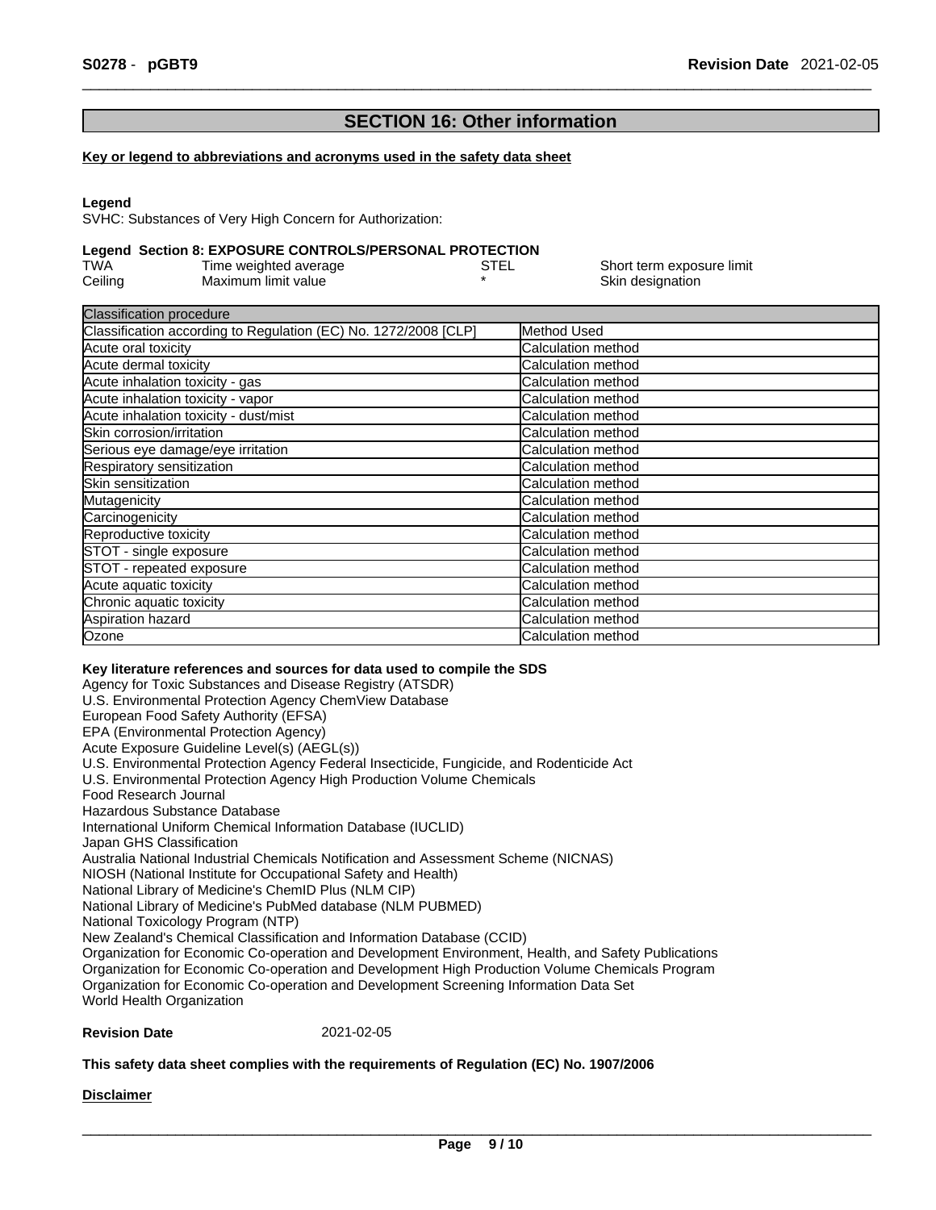## SECTION 16: Other information

**Key or legend to abbreviations and acronyms used in the safety data sheet**

**Legend**

SVHC: Substances of Very High Concern for Authorization:

**Legend Section 8: EXPOSURE CONTROLS/PERSONAL PROTECTION**

| | | | |
|---|---|---|---|
| TWA | Time weighted average | STEL | Short term exposure limit |
| Ceiling | Maximum limit value | * | Skin designation |

| Classification procedure | |
|---|---|
| Classification according to Regulation (EC) No. 1272/2008 [CLP] | Method Used |
| Acute oral toxicity | Calculation method |
| Acute dermal toxicity | Calculation method |
| Acute inhalation toxicity - gas | Calculation method |
| Acute inhalation toxicity - vapor | Calculation method |
| Acute inhalation toxicity - dust/mist | Calculation method |
| Skin corrosion/irritation | Calculation method |
| Serious eye damage/eye irritation | Calculation method |
| Respiratory sensitization | Calculation method |
| Skin sensitization | Calculation method |
| Mutagenicity | Calculation method |
| Carcinogenicity | Calculation method |
| Reproductive toxicity | Calculation method |
| STOT - single exposure | Calculation method |
| STOT - repeated exposure | Calculation method |
| Acute aquatic toxicity | Calculation method |
| Chronic aquatic toxicity | Calculation method |
| Aspiration hazard | Calculation method |
| Ozone | Calculation method |

**Key literature references and sources for data used to compile the SDS**

Agency for Toxic Substances and Disease Registry (ATSDR)
U.S. Environmental Protection Agency ChemView Database
European Food Safety Authority (EFSA)
EPA (Environmental Protection Agency)
Acute Exposure Guideline Level(s) (AEGL(s))
U.S. Environmental Protection Agency Federal Insecticide, Fungicide, and Rodenticide Act
U.S. Environmental Protection Agency High Production Volume Chemicals
Food Research Journal
Hazardous Substance Database
International Uniform Chemical Information Database (IUCLID)
Japan GHS Classification
Australia National Industrial Chemicals Notification and Assessment Scheme (NICNAS)
NIOSH (National Institute for Occupational Safety and Health)
National Library of Medicine's ChemID Plus (NLM CIP)
National Library of Medicine's PubMed database (NLM PUBMED)
National Toxicology Program (NTP)
New Zealand's Chemical Classification and Information Database (CCID)
Organization for Economic Co-operation and Development Environment, Health, and Safety Publications
Organization for Economic Co-operation and Development High Production Volume Chemicals Program
Organization for Economic Co-operation and Development Screening Information Data Set
World Health Organization

**Revision Date** 2021-02-05

**This safety data sheet complies with the requirements of Regulation (EC) No. 1907/2006**

**Disclaimer**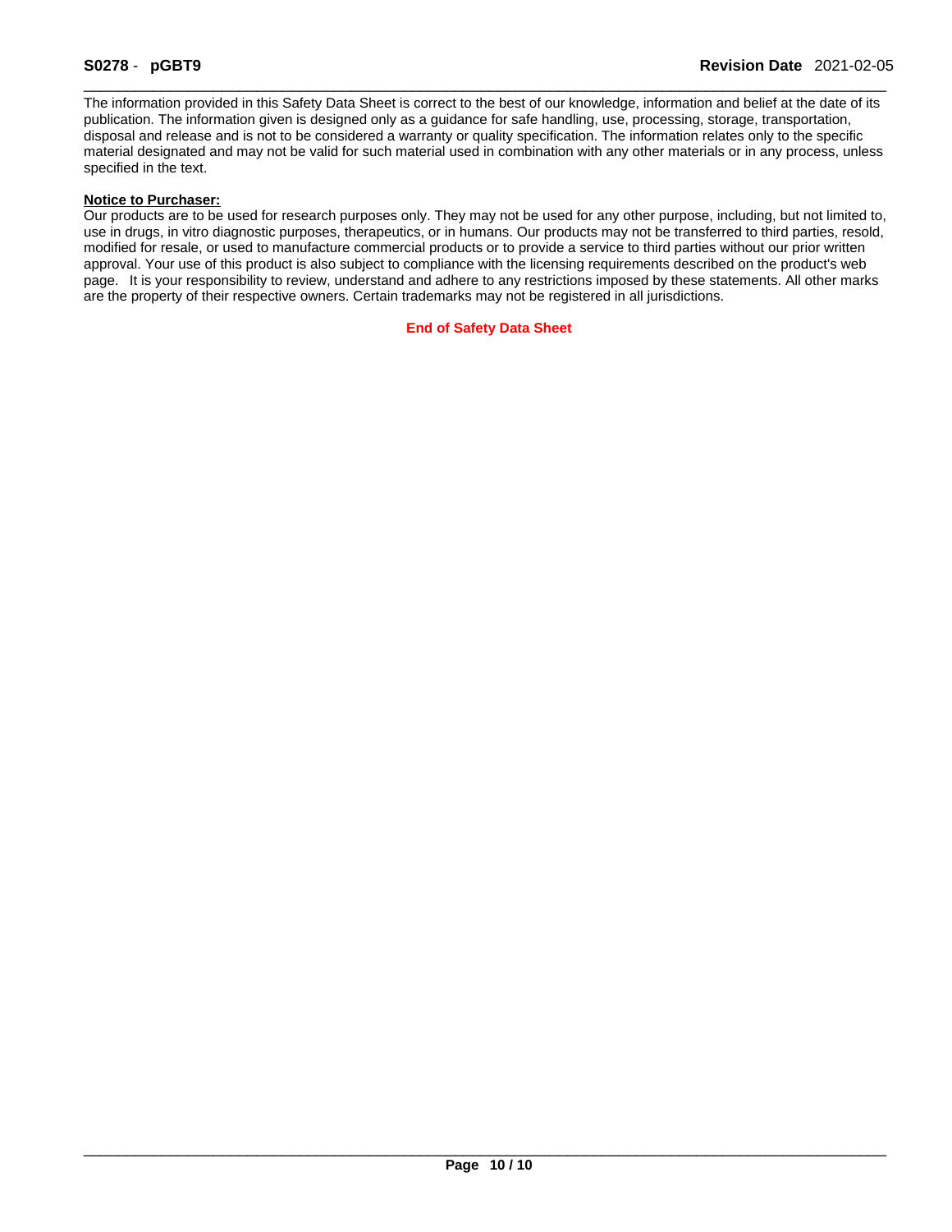The information provided in this Safety Data Sheet is correct to the best of our knowledge, information and belief at the date of its publication. The information given is designed only as a guidance for safe handling, use, processing, storage, transportation, disposal and release and is not to be considered a warranty or quality specification. The information relates only to the specific material designated and may not be valid for such material used in combination with any other materials or in any process, unless specified in the text.

**Notice to Purchaser:**
Our products are to be used for research purposes only. They may not be used for any other purpose, including, but not limited to, use in drugs, in vitro diagnostic purposes, therapeutics, or in humans. Our products may not be transferred to third parties, resold, modified for resale, or used to manufacture commercial products or to provide a service to third parties without our prior written approval. Your use of this product is also subject to compliance with the licensing requirements described on the product's web page. It is your responsibility to review, understand and adhere to any restrictions imposed by these statements. All other marks are the property of their respective owners. Certain trademarks may not be registered in all jurisdictions.

**End of Safety Data Sheet**